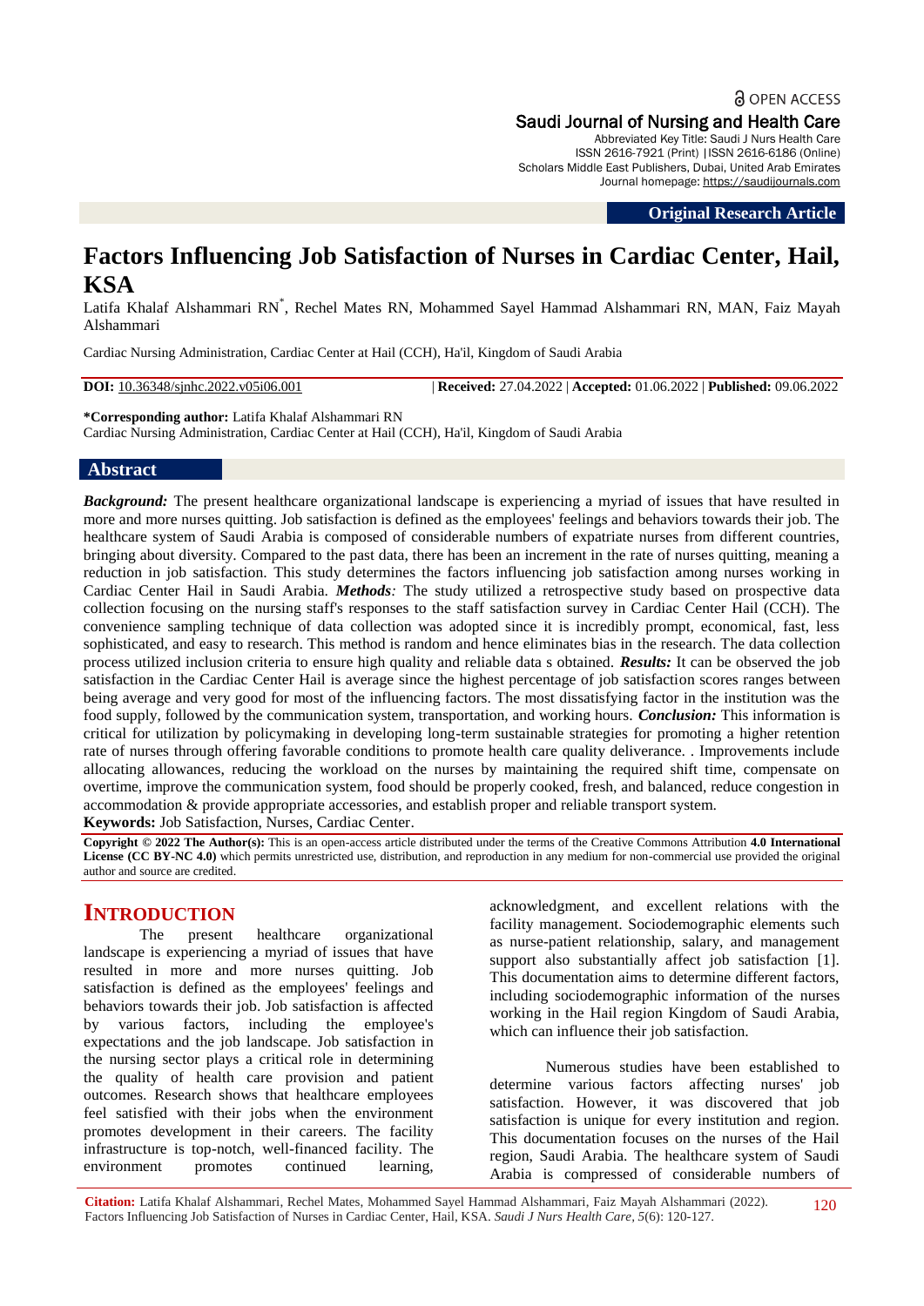OPEN ACCESS

Saudi Journal of Nursing and Health Care

Abbreviated Key Title: Saudi J Nurs Health Care
ISSN 2616-7921 (Print) |ISSN 2616-6186 (Online)
Scholars Middle East Publishers, Dubai, United Arab Emirates
Journal homepage: https://saudijournals.com

**Original Research Article**

# Factors Influencing Job Satisfaction of Nurses in Cardiac Center, Hail, KSA

Latifa Khalaf Alshammari RN*, Rechel Mates RN, Mohammed Sayel Hammad Alshammari RN, MAN, Faiz Mayah Alshammari

Cardiac Nursing Administration, Cardiac Center at Hail (CCH), Ha'il, Kingdom of Saudi Arabia

**DOI:** 10.36348/sjnhc.2022.v05i06.001 | **Received:** 27.04.2022 | **Accepted:** 01.06.2022 | **Published:** 09.06.2022

**\*Corresponding author:** Latifa Khalaf Alshammari RN
Cardiac Nursing Administration, Cardiac Center at Hail (CCH), Ha'il, Kingdom of Saudi Arabia

## Abstract

***Background:*** The present healthcare organizational landscape is experiencing a myriad of issues that have resulted in more and more nurses quitting. Job satisfaction is defined as the employees' feelings and behaviors towards their job. The healthcare system of Saudi Arabia is composed of considerable numbers of expatriate nurses from different countries, bringing about diversity. Compared to the past data, there has been an increment in the rate of nurses quitting, meaning a reduction in job satisfaction. This study determines the factors influencing job satisfaction among nurses working in Cardiac Center Hail in Saudi Arabia. ***Methods:*** The study utilized a retrospective study based on prospective data collection focusing on the nursing staff's responses to the staff satisfaction survey in Cardiac Center Hail (CCH). The convenience sampling technique of data collection was adopted since it is incredibly prompt, economical, fast, less sophisticated, and easy to research. This method is random and hence eliminates bias in the research. The data collection process utilized inclusion criteria to ensure high quality and reliable data s obtained. ***Results:*** It can be observed the job satisfaction in the Cardiac Center Hail is average since the highest percentage of job satisfaction scores ranges between being average and very good for most of the influencing factors. The most dissatisfying factor in the institution was the food supply, followed by the communication system, transportation, and working hours. ***Conclusion:*** This information is critical for utilization by policymaking in developing long-term sustainable strategies for promoting a higher retention rate of nurses through offering favorable conditions to promote health care quality deliverance. . Improvements include allocating allowances, reducing the workload on the nurses by maintaining the required shift time, compensate on overtime, improve the communication system, food should be properly cooked, fresh, and balanced, reduce congestion in accommodation & provide appropriate accessories, and establish proper and reliable transport system.

**Keywords:** Job Satisfaction, Nurses, Cardiac Center.

**Copyright © 2022 The Author(s):** This is an open-access article distributed under the terms of the Creative Commons Attribution **4.0 International License (CC BY-NC 4.0)** which permits unrestricted use, distribution, and reproduction in any medium for non-commercial use provided the original author and source are credited.

## INTRODUCTION

The present healthcare organizational landscape is experiencing a myriad of issues that have resulted in more and more nurses quitting. Job satisfaction is defined as the employees' feelings and behaviors towards their job. Job satisfaction is affected by various factors, including the employee's expectations and the job landscape. Job satisfaction in the nursing sector plays a critical role in determining the quality of health care provision and patient outcomes. Research shows that healthcare employees feel satisfied with their jobs when the environment promotes development in their careers. The facility infrastructure is top-notch, well-financed facility. The environment promotes continued learning, acknowledgment, and excellent relations with the facility management. Sociodemographic elements such as nurse-patient relationship, salary, and management support also substantially affect job satisfaction [1]. This documentation aims to determine different factors, including sociodemographic information of the nurses working in the Hail region Kingdom of Saudi Arabia, which can influence their job satisfaction.

Numerous studies have been established to determine various factors affecting nurses' job satisfaction. However, it was discovered that job satisfaction is unique for every institution and region. This documentation focuses on the nurses of the Hail region, Saudi Arabia. The healthcare system of Saudi Arabia is compressed of considerable numbers of

**Citation:** Latifa Khalaf Alshammari, Rechel Mates, Mohammed Sayel Hammad Alshammari, Faiz Mayah Alshammari (2022). Factors Influencing Job Satisfaction of Nurses in Cardiac Center, Hail, KSA. *Saudi J Nurs Health Care, 5*(6): 120-127.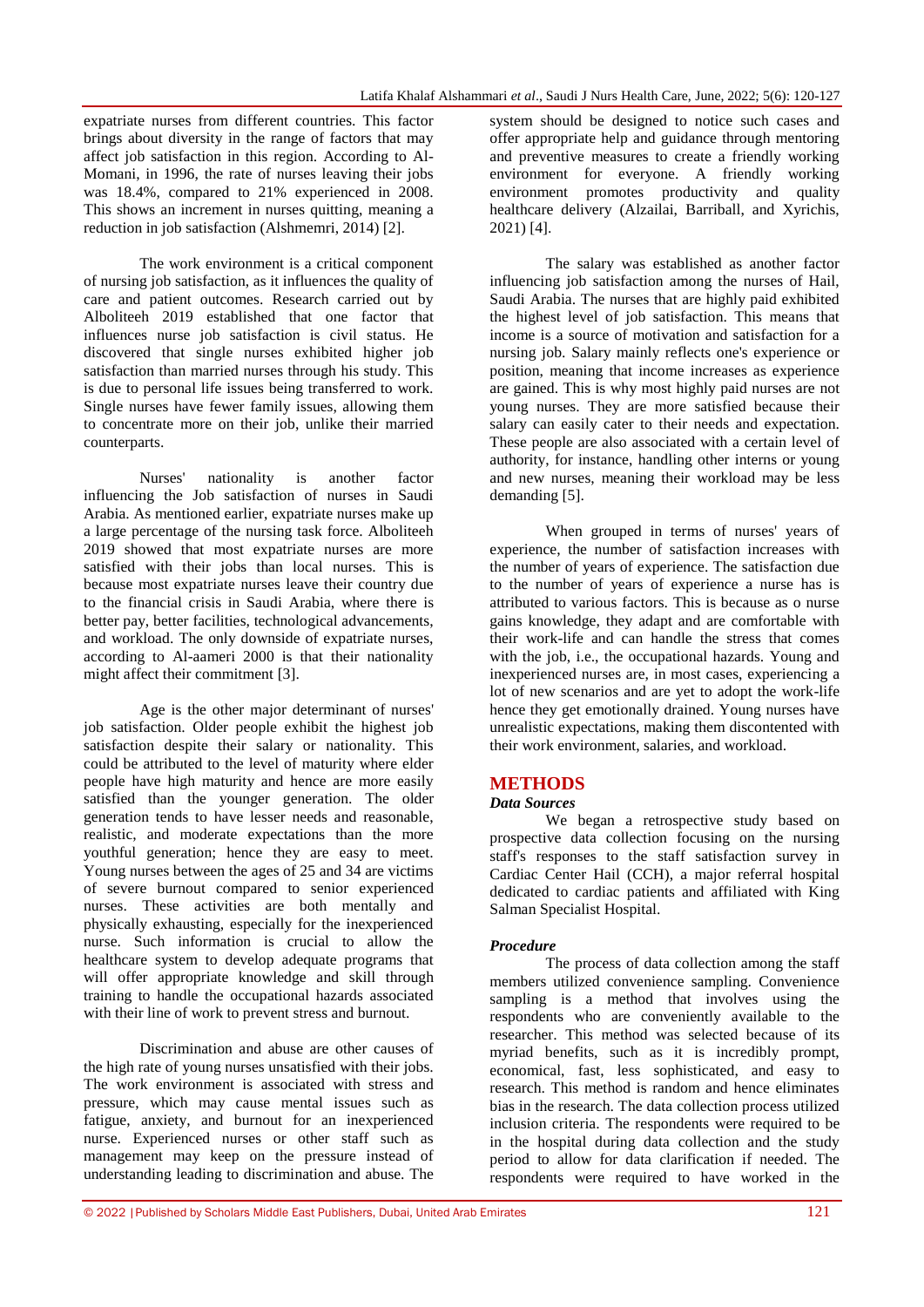expatriate nurses from different countries. This factor brings about diversity in the range of factors that may affect job satisfaction in this region. According to Al-Momani, in 1996, the rate of nurses leaving their jobs was 18.4%, compared to 21% experienced in 2008. This shows an increment in nurses quitting, meaning a reduction in job satisfaction (Alshmemri, 2014) [2].

The work environment is a critical component of nursing job satisfaction, as it influences the quality of care and patient outcomes. Research carried out by Alboliteeh 2019 established that one factor that influences nurse job satisfaction is civil status. He discovered that single nurses exhibited higher job satisfaction than married nurses through his study. This is due to personal life issues being transferred to work. Single nurses have fewer family issues, allowing them to concentrate more on their job, unlike their married counterparts.

Nurses' nationality is another factor influencing the Job satisfaction of nurses in Saudi Arabia. As mentioned earlier, expatriate nurses make up a large percentage of the nursing task force. Alboliteeh 2019 showed that most expatriate nurses are more satisfied with their jobs than local nurses. This is because most expatriate nurses leave their country due to the financial crisis in Saudi Arabia, where there is better pay, better facilities, technological advancements, and workload. The only downside of expatriate nurses, according to Al-aameri 2000 is that their nationality might affect their commitment [3].

Age is the other major determinant of nurses' job satisfaction. Older people exhibit the highest job satisfaction despite their salary or nationality. This could be attributed to the level of maturity where elder people have high maturity and hence are more easily satisfied than the younger generation. The older generation tends to have lesser needs and reasonable, realistic, and moderate expectations than the more youthful generation; hence they are easy to meet. Young nurses between the ages of 25 and 34 are victims of severe burnout compared to senior experienced nurses. These activities are both mentally and physically exhausting, especially for the inexperienced nurse. Such information is crucial to allow the healthcare system to develop adequate programs that will offer appropriate knowledge and skill through training to handle the occupational hazards associated with their line of work to prevent stress and burnout.

Discrimination and abuse are other causes of the high rate of young nurses unsatisfied with their jobs. The work environment is associated with stress and pressure, which may cause mental issues such as fatigue, anxiety, and burnout for an inexperienced nurse. Experienced nurses or other staff such as management may keep on the pressure instead of understanding leading to discrimination and abuse. The system should be designed to notice such cases and offer appropriate help and guidance through mentoring and preventive measures to create a friendly working environment for everyone. A friendly working environment promotes productivity and quality healthcare delivery (Alzailai, Barriball, and Xyrichis, 2021) [4].

The salary was established as another factor influencing job satisfaction among the nurses of Hail, Saudi Arabia. The nurses that are highly paid exhibited the highest level of job satisfaction. This means that income is a source of motivation and satisfaction for a nursing job. Salary mainly reflects one's experience or position, meaning that income increases as experience are gained. This is why most highly paid nurses are not young nurses. They are more satisfied because their salary can easily cater to their needs and expectation. These people are also associated with a certain level of authority, for instance, handling other interns or young and new nurses, meaning their workload may be less demanding [5].

When grouped in terms of nurses' years of experience, the number of satisfaction increases with the number of years of experience. The satisfaction due to the number of years of experience a nurse has is attributed to various factors. This is because as o nurse gains knowledge, they adapt and are comfortable with their work-life and can handle the stress that comes with the job, i.e., the occupational hazards. Young and inexperienced nurses are, in most cases, experiencing a lot of new scenarios and are yet to adopt the work-life hence they get emotionally drained. Young nurses have unrealistic expectations, making them discontented with their work environment, salaries, and workload.

## METHODS

### *Data Sources*

We began a retrospective study based on prospective data collection focusing on the nursing staff's responses to the staff satisfaction survey in Cardiac Center Hail (CCH), a major referral hospital dedicated to cardiac patients and affiliated with King Salman Specialist Hospital.

### *Procedure*

The process of data collection among the staff members utilized convenience sampling. Convenience sampling is a method that involves using the respondents who are conveniently available to the researcher. This method was selected because of its myriad benefits, such as it is incredibly prompt, economical, fast, less sophisticated, and easy to research. This method is random and hence eliminates bias in the research. The data collection process utilized inclusion criteria. The respondents were required to be in the hospital during data collection and the study period to allow for data clarification if needed. The respondents were required to have worked in the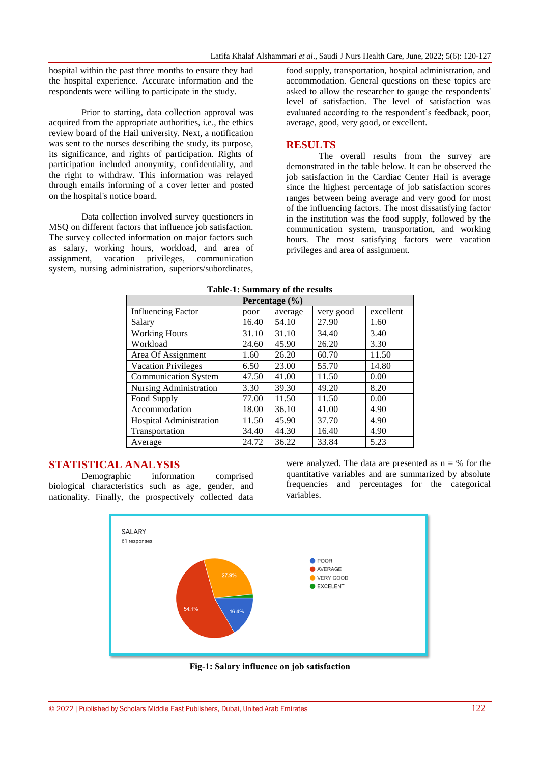hospital within the past three months to ensure they had the hospital experience. Accurate information and the respondents were willing to participate in the study.

Prior to starting, data collection approval was acquired from the appropriate authorities, i.e., the ethics review board of the Hail university. Next, a notification was sent to the nurses describing the study, its purpose, its significance, and rights of participation. Rights of participation included anonymity, confidentiality, and the right to withdraw. This information was relayed through emails informing of a cover letter and posted on the hospital's notice board.

Data collection involved survey questioners in MSQ on different factors that influence job satisfaction. The survey collected information on major factors such as salary, working hours, workload, and area of assignment, vacation privileges, communication system, nursing administration, superiors/subordinates, food supply, transportation, hospital administration, and accommodation. General questions on these topics are asked to allow the researcher to gauge the respondents' level of satisfaction. The level of satisfaction was evaluated according to the respondent's feedback, poor, average, good, very good, or excellent.

## RESULTS

The overall results from the survey are demonstrated in the table below. It can be observed the job satisfaction in the Cardiac Center Hail is average since the highest percentage of job satisfaction scores ranges between being average and very good for most of the influencing factors. The most dissatisfying factor in the institution was the food supply, followed by the communication system, transportation, and working hours. The most satisfying factors were vacation privileges and area of assignment.

**Table-1: Summary of the results**

| | Percentage (%) | | | |
|---|---|---|---|---|
| Influencing Factor | poor | average | very good | excellent |
| Salary | 16.40 | 54.10 | 27.90 | 1.60 |
| Working Hours | 31.10 | 31.10 | 34.40 | 3.40 |
| Workload | 24.60 | 45.90 | 26.20 | 3.30 |
| Area Of Assignment | 1.60 | 26.20 | 60.70 | 11.50 |
| Vacation Privileges | 6.50 | 23.00 | 55.70 | 14.80 |
| Communication System | 47.50 | 41.00 | 11.50 | 0.00 |
| Nursing Administration | 3.30 | 39.30 | 49.20 | 8.20 |
| Food Supply | 77.00 | 11.50 | 11.50 | 0.00 |
| Accommodation | 18.00 | 36.10 | 41.00 | 4.90 |
| Hospital Administration | 11.50 | 45.90 | 37.70 | 4.90 |
| Transportation | 34.40 | 44.30 | 16.40 | 4.90 |
| Average | 24.72 | 36.22 | 33.84 | 5.23 |

## STATISTICAL ANALYSIS

Demographic information comprised biological characteristics such as age, gender, and nationality. Finally, the prospectively collected data were analyzed. The data are presented as n = % for the quantitative variables and are summarized by absolute frequencies and percentages for the categorical variables.

**Fig-1: Salary influence on job satisfaction**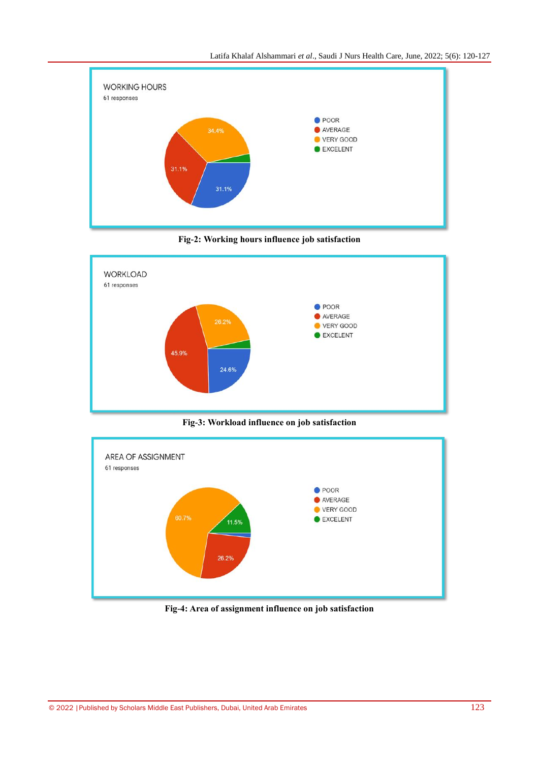Fig-2: Working hours influence job satisfaction

Fig-3: Workload influence on job satisfaction

Fig-4: Area of assignment influence on job satisfaction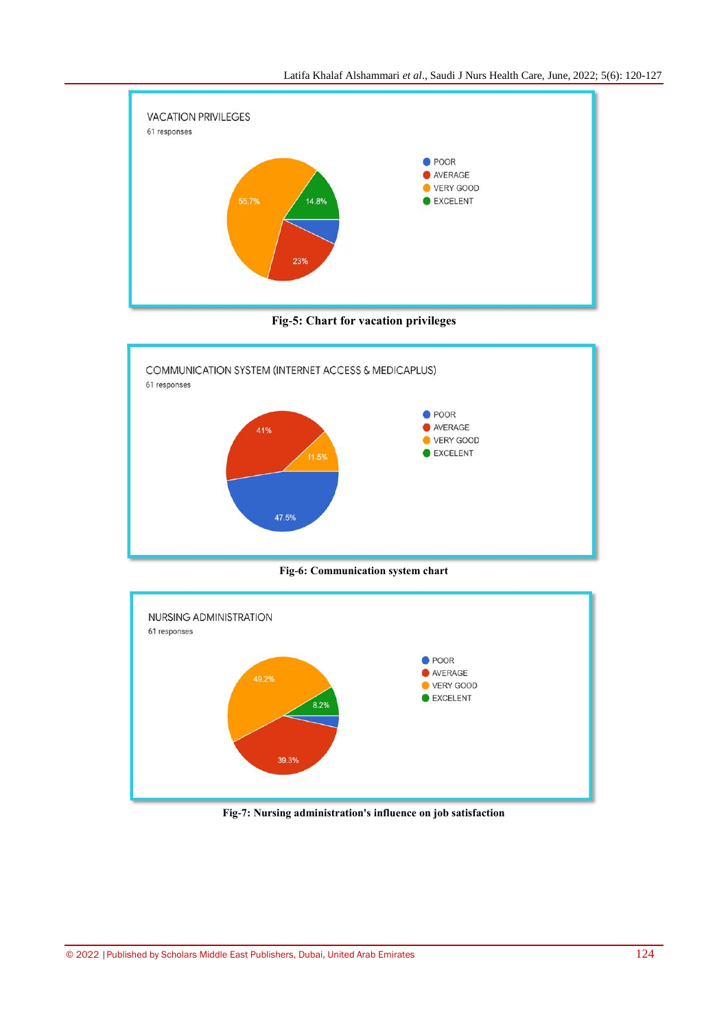VACATION PRIVILEGES

61 responses

- POOR
- AVERAGE: 23%
- VERY GOOD: 55.7%
- EXCELENT: 14.8%

**Fig-5: Chart for vacation privileges**

COMMUNICATION SYSTEM (INTERNET ACCESS & MEDICAPLUS)

61 responses

- POOR: 47.5%
- AVERAGE: 41%
- VERY GOOD: 11.5%
- EXCELENT

**Fig-6: Communication system chart**

NURSING ADMINISTRATION

61 responses

- POOR
- AVERAGE: 39.3%
- VERY GOOD: 49.2%
- EXCELENT: 8.2%

**Fig-7: Nursing administration's influence on job satisfaction**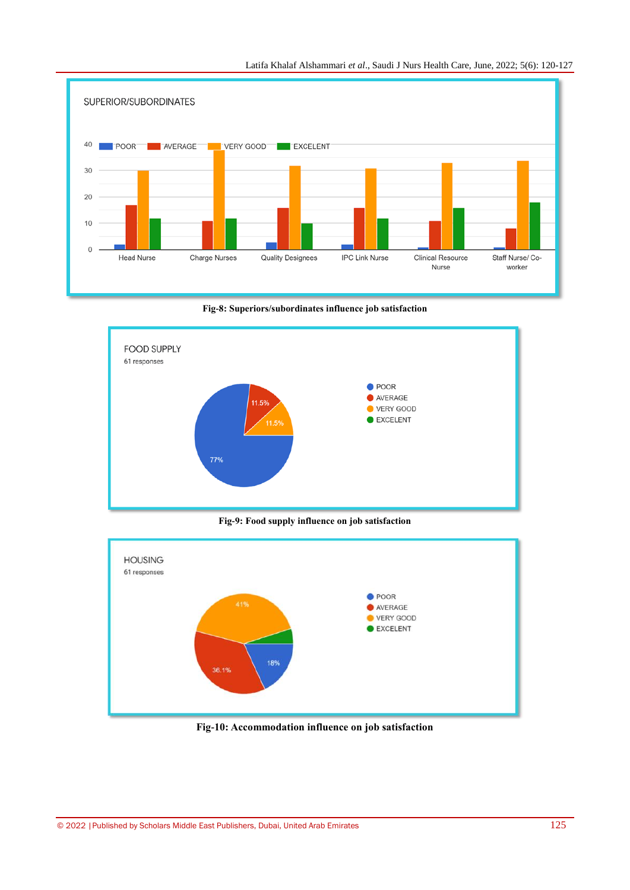Fig-8: Superiors/subordinates influence job satisfaction

Fig-9: Food supply influence on job satisfaction

Fig-10: Accommodation influence on job satisfaction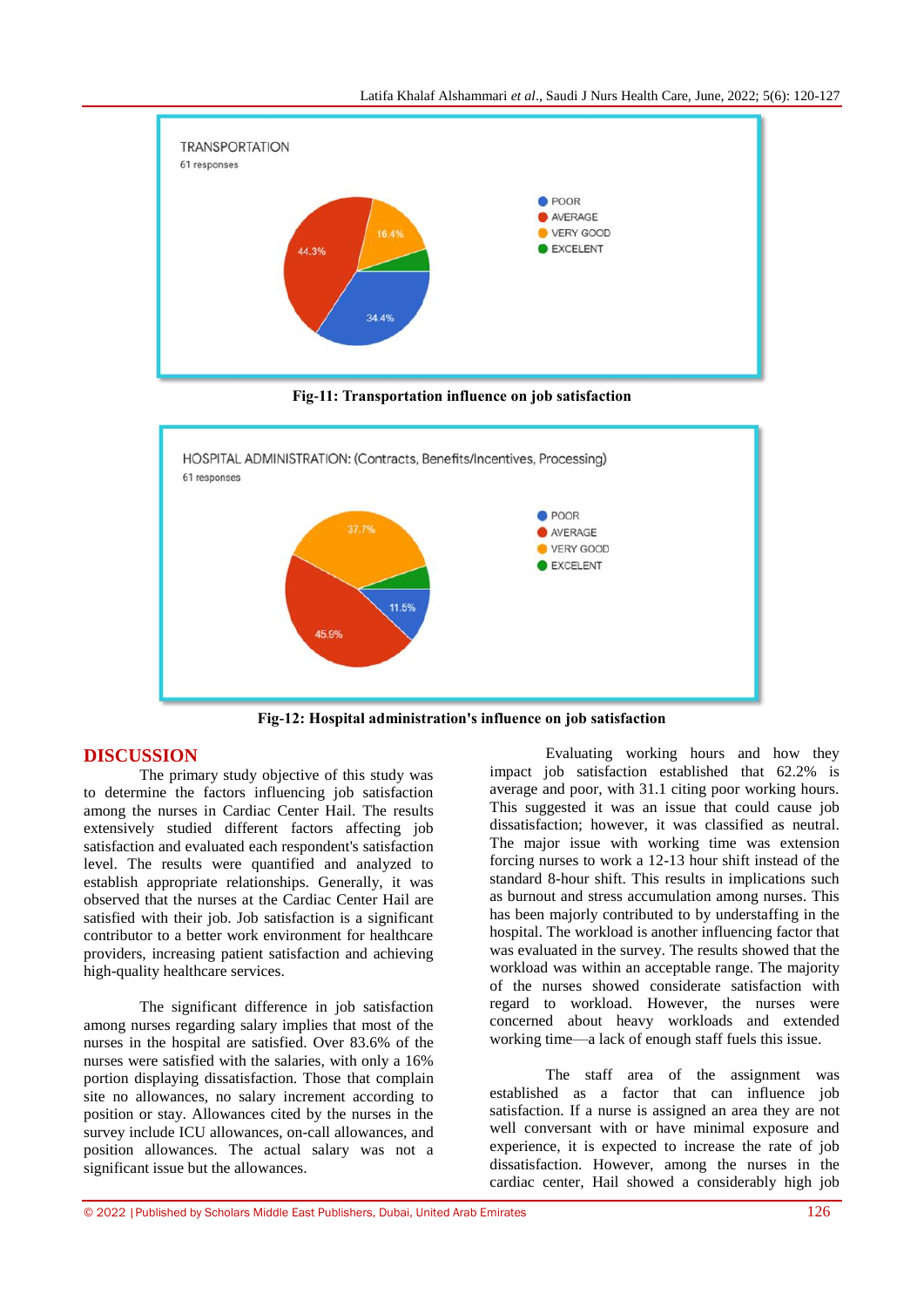Fig-11: Transportation influence on job satisfaction

Fig-12: Hospital administration's influence on job satisfaction

## DISCUSSION

The primary study objective of this study was to determine the factors influencing job satisfaction among the nurses in Cardiac Center Hail. The results extensively studied different factors affecting job satisfaction and evaluated each respondent's satisfaction level. The results were quantified and analyzed to establish appropriate relationships. Generally, it was observed that the nurses at the Cardiac Center Hail are satisfied with their job. Job satisfaction is a significant contributor to a better work environment for healthcare providers, increasing patient satisfaction and achieving high-quality healthcare services.

The significant difference in job satisfaction among nurses regarding salary implies that most of the nurses in the hospital are satisfied. Over 83.6% of the nurses were satisfied with the salaries, with only a 16% portion displaying dissatisfaction. Those that complain site no allowances, no salary increment according to position or stay. Allowances cited by the nurses in the survey include ICU allowances, on-call allowances, and position allowances. The actual salary was not a significant issue but the allowances.

Evaluating working hours and how they impact job satisfaction established that 62.2% is average and poor, with 31.1 citing poor working hours. This suggested it was an issue that could cause job dissatisfaction; however, it was classified as neutral. The major issue with working time was extension forcing nurses to work a 12-13 hour shift instead of the standard 8-hour shift. This results in implications such as burnout and stress accumulation among nurses. This has been majorly contributed to by understaffing in the hospital. The workload is another influencing factor that was evaluated in the survey. The results showed that the workload was within an acceptable range. The majority of the nurses showed considerate satisfaction with regard to workload. However, the nurses were concerned about heavy workloads and extended working time—a lack of enough staff fuels this issue.

The staff area of the assignment was established as a factor that can influence job satisfaction. If a nurse is assigned an area they are not well conversant with or have minimal exposure and experience, it is expected to increase the rate of job dissatisfaction. However, among the nurses in the cardiac center, Hail showed a considerably high job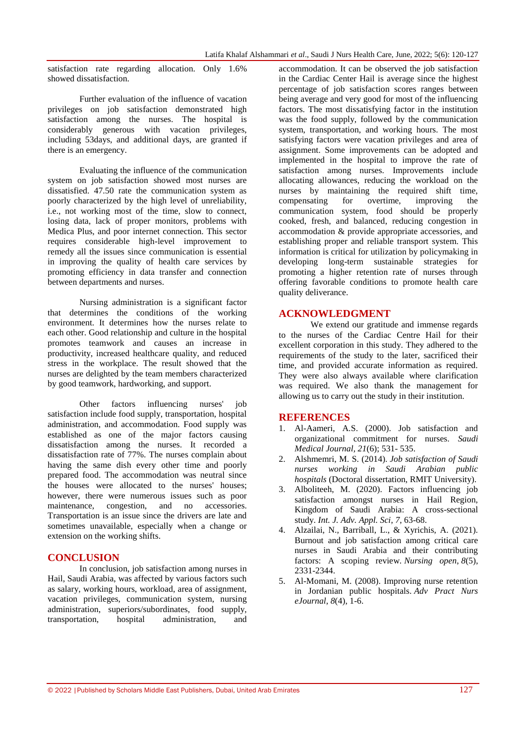satisfaction rate regarding allocation. Only 1.6% showed dissatisfaction.

Further evaluation of the influence of vacation privileges on job satisfaction demonstrated high satisfaction among the nurses. The hospital is considerably generous with vacation privileges, including 53days, and additional days, are granted if there is an emergency.

Evaluating the influence of the communication system on job satisfaction showed most nurses are dissatisfied. 47.50 rate the communication system as poorly characterized by the high level of unreliability, i.e., not working most of the time, slow to connect, losing data, lack of proper monitors, problems with Medica Plus, and poor internet connection. This sector requires considerable high-level improvement to remedy all the issues since communication is essential in improving the quality of health care services by promoting efficiency in data transfer and connection between departments and nurses.

Nursing administration is a significant factor that determines the conditions of the working environment. It determines how the nurses relate to each other. Good relationship and culture in the hospital promotes teamwork and causes an increase in productivity, increased healthcare quality, and reduced stress in the workplace. The result showed that the nurses are delighted by the team members characterized by good teamwork, hardworking, and support.

Other factors influencing nurses' job satisfaction include food supply, transportation, hospital administration, and accommodation. Food supply was established as one of the major factors causing dissatisfaction among the nurses. It recorded a dissatisfaction rate of 77%. The nurses complain about having the same dish every other time and poorly prepared food. The accommodation was neutral since the houses were allocated to the nurses' houses; however, there were numerous issues such as poor maintenance, congestion, and no accessories. Transportation is an issue since the drivers are late and sometimes unavailable, especially when a change or extension on the working shifts.

## CONCLUSION

In conclusion, job satisfaction among nurses in Hail, Saudi Arabia, was affected by various factors such as salary, working hours, workload, area of assignment, vacation privileges, communication system, nursing administration, superiors/subordinates, food supply, transportation, hospital administration, and accommodation. It can be observed the job satisfaction in the Cardiac Center Hail is average since the highest percentage of job satisfaction scores ranges between being average and very good for most of the influencing factors. The most dissatisfying factor in the institution was the food supply, followed by the communication system, transportation, and working hours. The most satisfying factors were vacation privileges and area of assignment. Some improvements can be adopted and implemented in the hospital to improve the rate of satisfaction among nurses. Improvements include allocating allowances, reducing the workload on the nurses by maintaining the required shift time, compensating for overtime, improving the communication system, food should be properly cooked, fresh, and balanced, reducing congestion in accommodation & provide appropriate accessories, and establishing proper and reliable transport system. This information is critical for utilization by policymaking in developing long-term sustainable strategies for promoting a higher retention rate of nurses through offering favorable conditions to promote health care quality deliverance.

## ACKNOWLEDGMENT

We extend our gratitude and immense regards to the nurses of the Cardiac Centre Hail for their excellent corporation in this study. They adhered to the requirements of the study to the later, sacrificed their time, and provided accurate information as required. They were also always available where clarification was required. We also thank the management for allowing us to carry out the study in their institution.

## REFERENCES

1. Al-Aameri, A.S. (2000). Job satisfaction and organizational commitment for nurses. *Saudi Medical Journal*, *21*(6); 531- 535.
2. Alshmemri, M. S. (2014). *Job satisfaction of Saudi nurses working in Saudi Arabian public hospitals* (Doctoral dissertation, RMIT University).
3. Alboliteeh, M. (2020). Factors influencing job satisfaction amongst nurses in Hail Region, Kingdom of Saudi Arabia: A cross-sectional study. *Int. J. Adv. Appl. Sci*, *7*, 63-68.
4. Alzailai, N., Barriball, L., & Xyrichis, A. (2021). Burnout and job satisfaction among critical care nurses in Saudi Arabia and their contributing factors: A scoping review. *Nursing open*, *8*(5), 2331-2344.
5. Al-Momani, M. (2008). Improving nurse retention in Jordanian public hospitals. *Adv Pract Nurs eJournal*, *8*(4), 1-6.